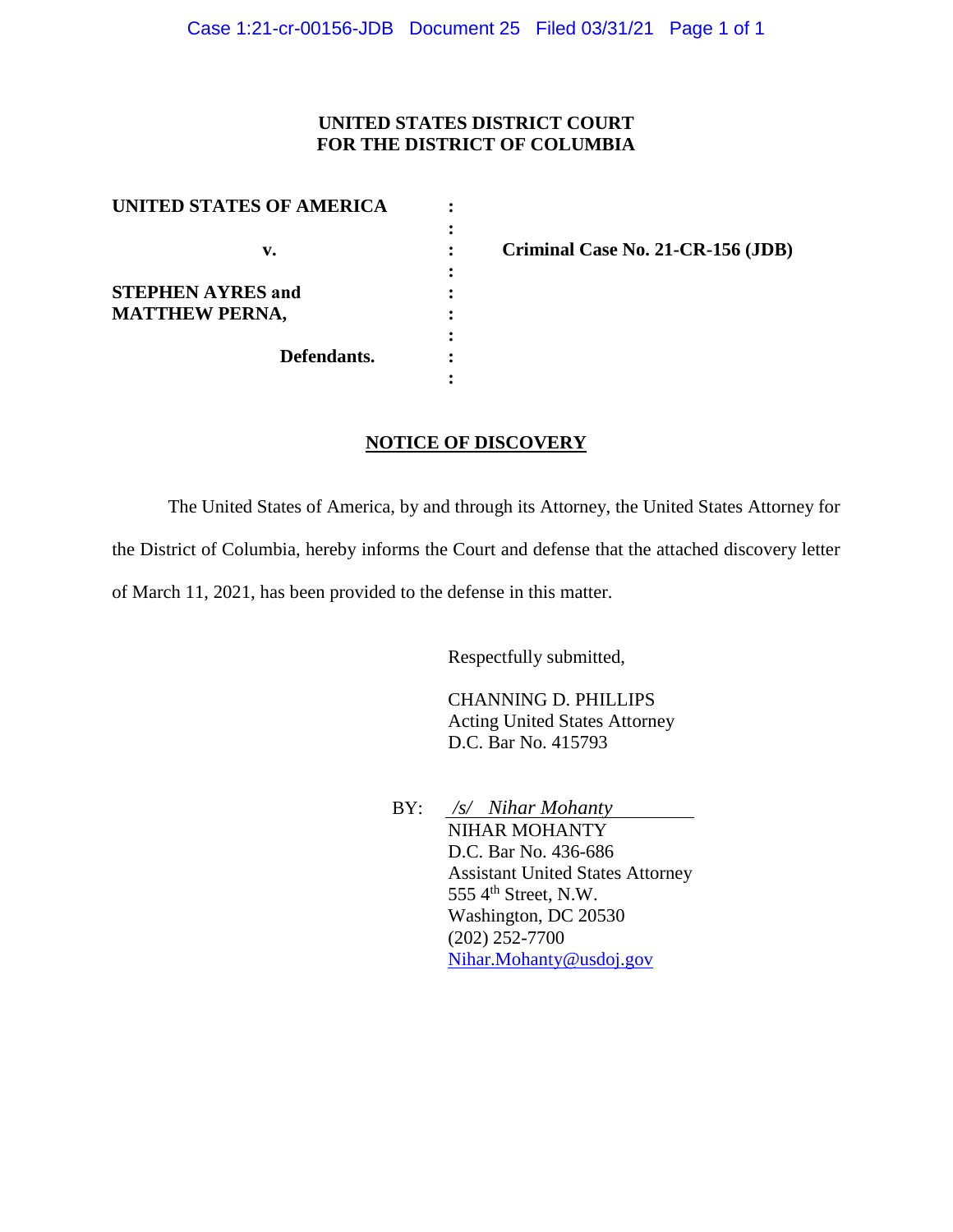**UNITED STATES DISTRICT COURT**
**FOR THE DISTRICT OF COLUMBIA**

| | | |
|---|---|---|
| **UNITED STATES OF AMERICA** | : | |
| | : | |
| **v.** | : | **Criminal Case No. 21-CR-156 (JDB)** |
| | : | |
| **STEPHEN AYRES and** | : | |
| **MATTHEW PERNA,** | : | |
| | : | |
| **Defendants.** | : | |
| | : | |

## NOTICE OF DISCOVERY

The United States of America, by and through its Attorney, the United States Attorney for the District of Columbia, hereby informs the Court and defense that the attached discovery letter of March 11, 2021, has been provided to the defense in this matter.

Respectfully submitted,

CHANNING D. PHILLIPS
Acting United States Attorney
D.C. Bar No. 415793

BY: */s/ Nihar Mohanty*
NIHAR MOHANTY
D.C. Bar No. 436-686
Assistant United States Attorney
555 4th Street, N.W.
Washington, DC 20530
(202) 252-7700
Nihar.Mohanty@usdoj.gov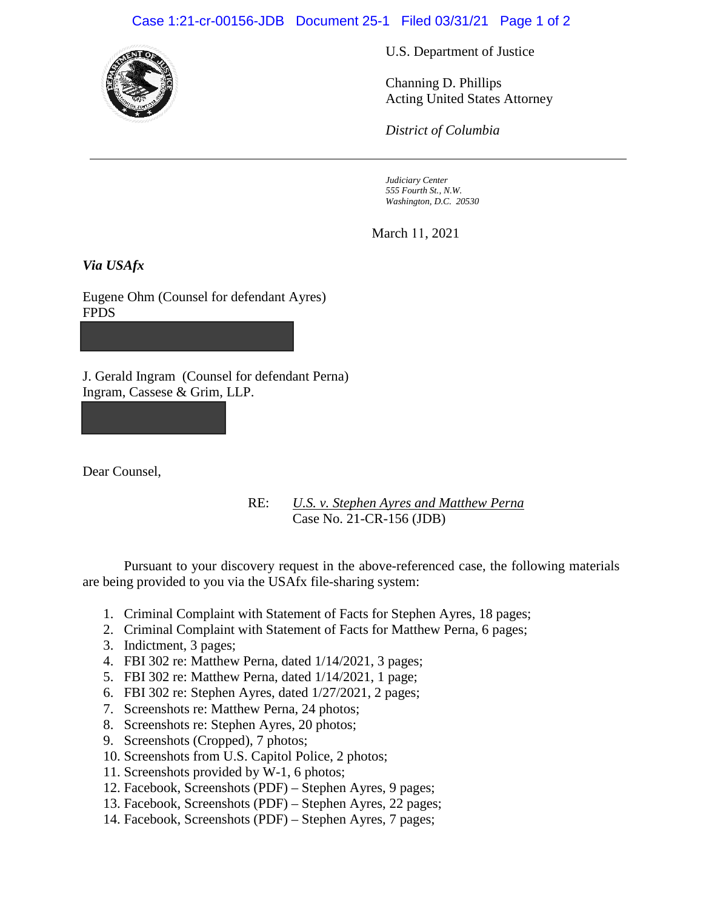U.S. Department of Justice

Channing D. Phillips
Acting United States Attorney

*District of Columbia*

---

*Judiciary Center*
*555 Fourth St., N.W.*
*Washington, D.C. 20530*

March 11, 2021

***Via USAfx***

Eugene Ohm (Counsel for defendant Ayres)
FPDS

J. Gerald Ingram (Counsel for defendant Perna)
Ingram, Cassese & Grim, LLP.

Dear Counsel,

RE: U.S. v. Stephen Ayres and Matthew Perna
Case No. 21-CR-156 (JDB)

Pursuant to your discovery request in the above-referenced case, the following materials are being provided to you via the USAfx file-sharing system:

1. Criminal Complaint with Statement of Facts for Stephen Ayres, 18 pages;
2. Criminal Complaint with Statement of Facts for Matthew Perna, 6 pages;
3. Indictment, 3 pages;
4. FBI 302 re: Matthew Perna, dated 1/14/2021, 3 pages;
5. FBI 302 re: Matthew Perna, dated 1/14/2021, 1 page;
6. FBI 302 re: Stephen Ayres, dated 1/27/2021, 2 pages;
7. Screenshots re: Matthew Perna, 24 photos;
8. Screenshots re: Stephen Ayres, 20 photos;
9. Screenshots (Cropped), 7 photos;
10. Screenshots from U.S. Capitol Police, 2 photos;
11. Screenshots provided by W-1, 6 photos;
12. Facebook, Screenshots (PDF) – Stephen Ayres, 9 pages;
13. Facebook, Screenshots (PDF) – Stephen Ayres, 22 pages;
14. Facebook, Screenshots (PDF) – Stephen Ayres, 7 pages;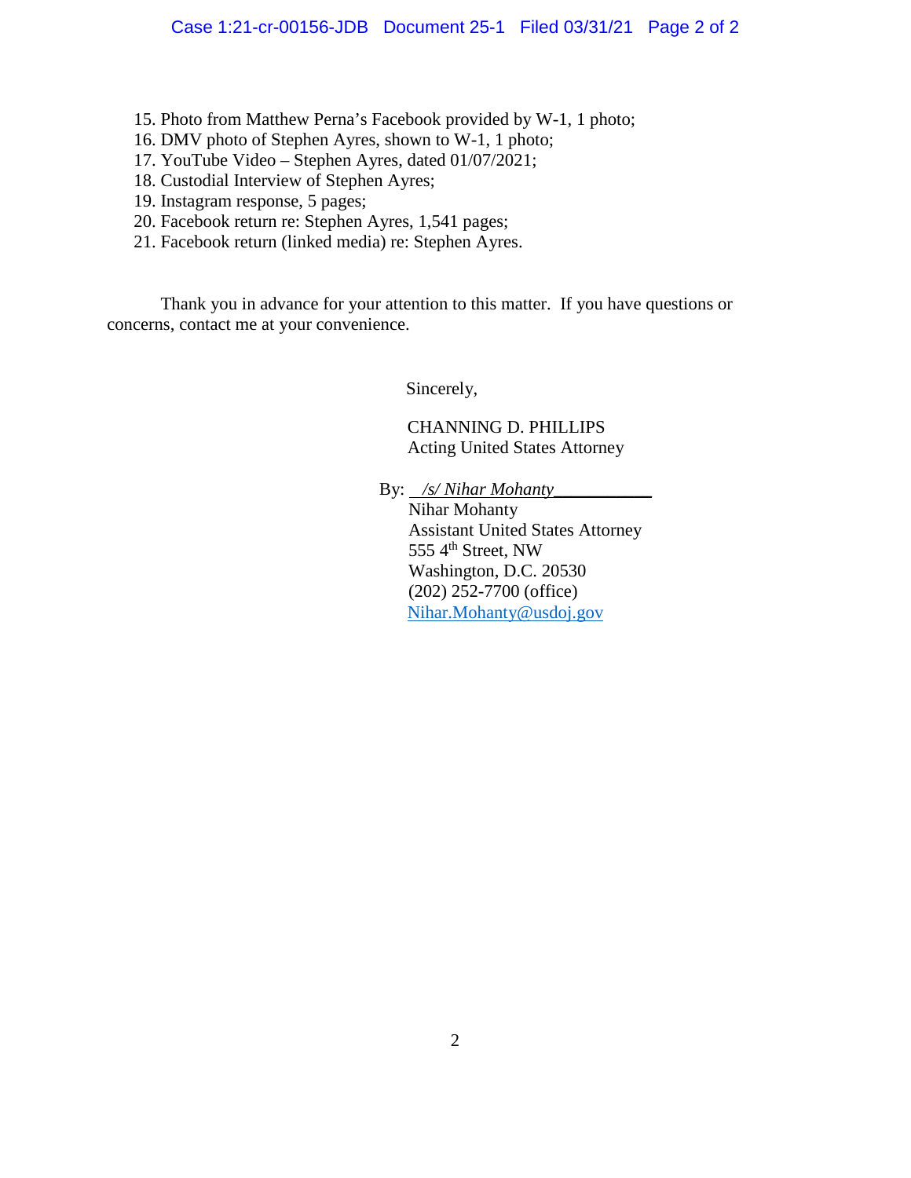15. Photo from Matthew Perna's Facebook provided by W-1, 1 photo;
16. DMV photo of Stephen Ayres, shown to W-1, 1 photo;
17. YouTube Video – Stephen Ayres, dated 01/07/2021;
18. Custodial Interview of Stephen Ayres;
19. Instagram response, 5 pages;
20. Facebook return re: Stephen Ayres, 1,541 pages;
21. Facebook return (linked media) re: Stephen Ayres.

Thank you in advance for your attention to this matter. If you have questions or concerns, contact me at your convenience.

Sincerely,

CHANNING D. PHILLIPS
Acting United States Attorney

By: *\/s/ Nihar Mohanty*
Nihar Mohanty
Assistant United States Attorney
555 4th Street, NW
Washington, D.C. 20530
(202) 252-7700 (office)
Nihar.Mohanty@usdoj.gov